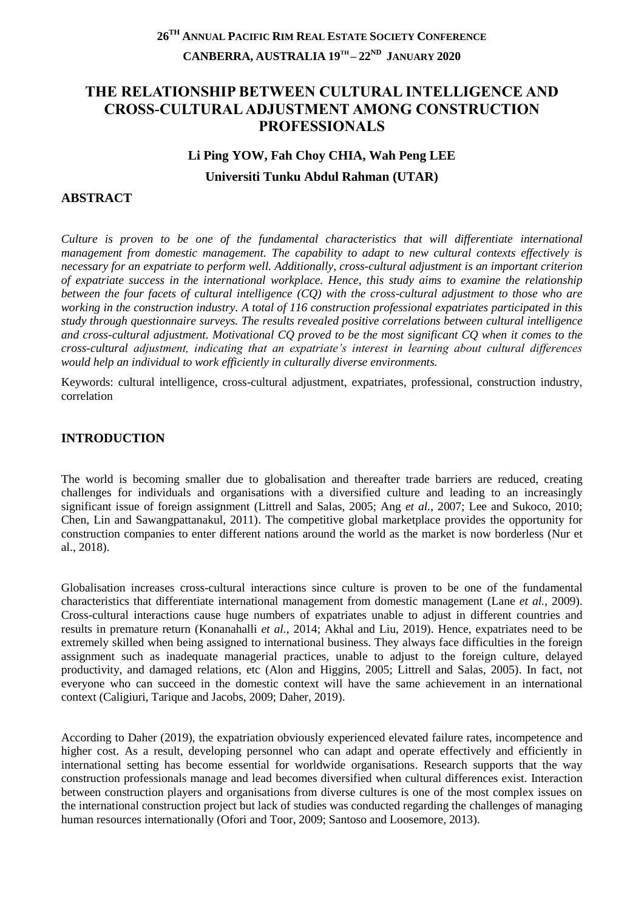**26TH ANNUAL PACIFIC RIM REAL ESTATE SOCIETY CONFERENCE**

**CANBERRA, AUSTRALIA 19TH – 22ND JANUARY 2020**

# THE RELATIONSHIP BETWEEN CULTURAL INTELLIGENCE AND CROSS-CULTURAL ADJUSTMENT AMONG CONSTRUCTION PROFESSIONALS

**Li Ping YOW, Fah Choy CHIA, Wah Peng LEE**

**Universiti Tunku Abdul Rahman (UTAR)**

## ABSTRACT

*Culture is proven to be one of the fundamental characteristics that will differentiate international management from domestic management. The capability to adapt to new cultural contexts effectively is necessary for an expatriate to perform well. Additionally, cross-cultural adjustment is an important criterion of expatriate success in the international workplace. Hence, this study aims to examine the relationship between the four facets of cultural intelligence (CQ) with the cross-cultural adjustment to those who are working in the construction industry. A total of 116 construction professional expatriates participated in this study through questionnaire surveys. The results revealed positive correlations between cultural intelligence and cross-cultural adjustment. Motivational CQ proved to be the most significant CQ when it comes to the cross-cultural adjustment, indicating that an expatriate's interest in learning about cultural differences would help an individual to work efficiently in culturally diverse environments.*

Keywords: cultural intelligence, cross-cultural adjustment, expatriates, professional, construction industry, correlation

## INTRODUCTION

The world is becoming smaller due to globalisation and thereafter trade barriers are reduced, creating challenges for individuals and organisations with a diversified culture and leading to an increasingly significant issue of foreign assignment (Littrell and Salas, 2005; Ang *et al.*, 2007; Lee and Sukoco, 2010; Chen, Lin and Sawangpattanakul, 2011). The competitive global marketplace provides the opportunity for construction companies to enter different nations around the world as the market is now borderless (Nur et al., 2018).

Globalisation increases cross-cultural interactions since culture is proven to be one of the fundamental characteristics that differentiate international management from domestic management (Lane *et al.*, 2009). Cross-cultural interactions cause huge numbers of expatriates unable to adjust in different countries and results in premature return (Konanahalli *et al.*, 2014; Akhal and Liu, 2019). Hence, expatriates need to be extremely skilled when being assigned to international business. They always face difficulties in the foreign assignment such as inadequate managerial practices, unable to adjust to the foreign culture, delayed productivity, and damaged relations, etc (Alon and Higgins, 2005; Littrell and Salas, 2005). In fact, not everyone who can succeed in the domestic context will have the same achievement in an international context (Caligiuri, Tarique and Jacobs, 2009; Daher, 2019).

According to Daher (2019), the expatriation obviously experienced elevated failure rates, incompetence and higher cost. As a result, developing personnel who can adapt and operate effectively and efficiently in international setting has become essential for worldwide organisations. Research supports that the way construction professionals manage and lead becomes diversified when cultural differences exist. Interaction between construction players and organisations from diverse cultures is one of the most complex issues on the international construction project but lack of studies was conducted regarding the challenges of managing human resources internationally (Ofori and Toor, 2009; Santoso and Loosemore, 2013).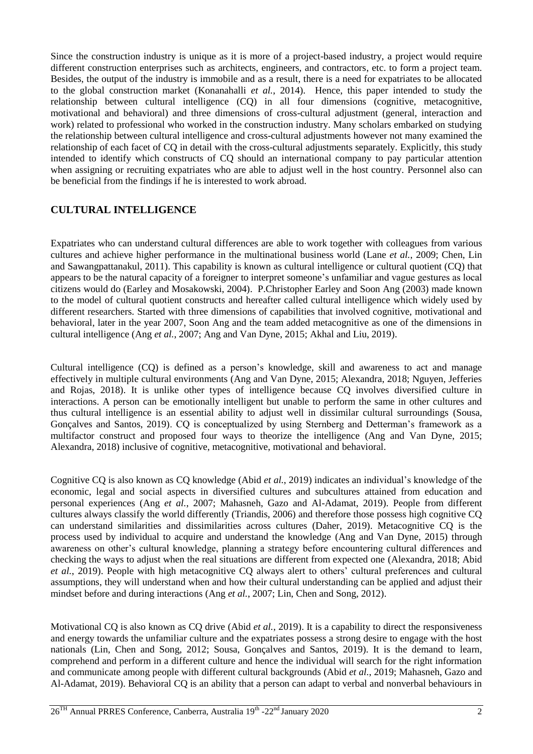Since the construction industry is unique as it is more of a project-based industry, a project would require different construction enterprises such as architects, engineers, and contractors, etc. to form a project team. Besides, the output of the industry is immobile and as a result, there is a need for expatriates to be allocated to the global construction market (Konanahalli *et al.*, 2014). Hence, this paper intended to study the relationship between cultural intelligence (CQ) in all four dimensions (cognitive, metacognitive, motivational and behavioral) and three dimensions of cross-cultural adjustment (general, interaction and work) related to professional who worked in the construction industry. Many scholars embarked on studying the relationship between cultural intelligence and cross-cultural adjustments however not many examined the relationship of each facet of CQ in detail with the cross-cultural adjustments separately. Explicitly, this study intended to identify which constructs of CQ should an international company to pay particular attention when assigning or recruiting expatriates who are able to adjust well in the host country. Personnel also can be beneficial from the findings if he is interested to work abroad.

## CULTURAL INTELLIGENCE

Expatriates who can understand cultural differences are able to work together with colleagues from various cultures and achieve higher performance in the multinational business world (Lane *et al.*, 2009; Chen, Lin and Sawangpattanakul, 2011). This capability is known as cultural intelligence or cultural quotient (CQ) that appears to be the natural capacity of a foreigner to interpret someone's unfamiliar and vague gestures as local citizens would do (Earley and Mosakowski, 2004). P.Christopher Earley and Soon Ang (2003) made known to the model of cultural quotient constructs and hereafter called cultural intelligence which widely used by different researchers. Started with three dimensions of capabilities that involved cognitive, motivational and behavioral, later in the year 2007, Soon Ang and the team added metacognitive as one of the dimensions in cultural intelligence (Ang *et al.*, 2007; Ang and Van Dyne, 2015; Akhal and Liu, 2019).

Cultural intelligence (CQ) is defined as a person's knowledge, skill and awareness to act and manage effectively in multiple cultural environments (Ang and Van Dyne, 2015; Alexandra, 2018; Nguyen, Jefferies and Rojas, 2018). It is unlike other types of intelligence because CQ involves diversified culture in interactions. A person can be emotionally intelligent but unable to perform the same in other cultures and thus cultural intelligence is an essential ability to adjust well in dissimilar cultural surroundings (Sousa, Gonçalves and Santos, 2019). CQ is conceptualized by using Sternberg and Detterman's framework as a multifactor construct and proposed four ways to theorize the intelligence (Ang and Van Dyne, 2015; Alexandra, 2018) inclusive of cognitive, metacognitive, motivational and behavioral.

Cognitive CQ is also known as CQ knowledge (Abid *et al.*, 2019) indicates an individual's knowledge of the economic, legal and social aspects in diversified cultures and subcultures attained from education and personal experiences (Ang *et al.*, 2007; Mahasneh, Gazo and Al-Adamat, 2019). People from different cultures always classify the world differently (Triandis, 2006) and therefore those possess high cognitive CQ can understand similarities and dissimilarities across cultures (Daher, 2019). Metacognitive CQ is the process used by individual to acquire and understand the knowledge (Ang and Van Dyne, 2015) through awareness on other's cultural knowledge, planning a strategy before encountering cultural differences and checking the ways to adjust when the real situations are different from expected one (Alexandra, 2018; Abid *et al.*, 2019). People with high metacognitive CQ always alert to others' cultural preferences and cultural assumptions, they will understand when and how their cultural understanding can be applied and adjust their mindset before and during interactions (Ang *et al.*, 2007; Lin, Chen and Song, 2012).

Motivational CQ is also known as CQ drive (Abid *et al.*, 2019). It is a capability to direct the responsiveness and energy towards the unfamiliar culture and the expatriates possess a strong desire to engage with the host nationals (Lin, Chen and Song, 2012; Sousa, Gonçalves and Santos, 2019). It is the demand to learn, comprehend and perform in a different culture and hence the individual will search for the right information and communicate among people with different cultural backgrounds (Abid *et al.*, 2019; Mahasneh, Gazo and Al-Adamat, 2019). Behavioral CQ is an ability that a person can adapt to verbal and nonverbal behaviours in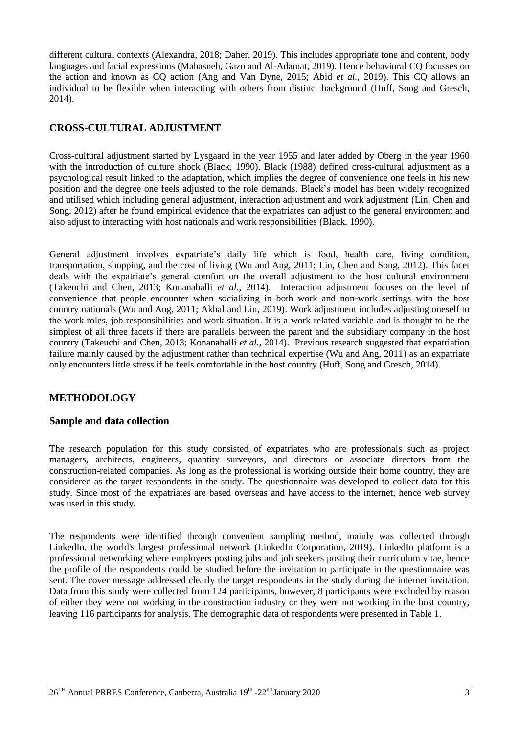different cultural contexts (Alexandra, 2018; Daher, 2019). This includes appropriate tone and content, body languages and facial expressions (Mahasneh, Gazo and Al-Adamat, 2019). Hence behavioral CQ focusses on the action and known as CQ action (Ang and Van Dyne, 2015; Abid *et al.*, 2019). This CQ allows an individual to be flexible when interacting with others from distinct background (Huff, Song and Gresch, 2014).

## CROSS-CULTURAL ADJUSTMENT

Cross-cultural adjustment started by Lysgaard in the year 1955 and later added by Oberg in the year 1960 with the introduction of culture shock (Black, 1990). Black (1988) defined cross-cultural adjustment as a psychological result linked to the adaptation, which implies the degree of convenience one feels in his new position and the degree one feels adjusted to the role demands. Black's model has been widely recognized and utilised which including general adjustment, interaction adjustment and work adjustment (Lin, Chen and Song, 2012) after he found empirical evidence that the expatriates can adjust to the general environment and also adjust to interacting with host nationals and work responsibilities (Black, 1990).

General adjustment involves expatriate's daily life which is food, health care, living condition, transportation, shopping, and the cost of living (Wu and Ang, 2011; Lin, Chen and Song, 2012). This facet deals with the expatriate's general comfort on the overall adjustment to the host cultural environment (Takeuchi and Chen, 2013; Konanahalli *et al.*, 2014). Interaction adjustment focuses on the level of convenience that people encounter when socializing in both work and non-work settings with the host country nationals (Wu and Ang, 2011; Akhal and Liu, 2019). Work adjustment includes adjusting oneself to the work roles, job responsibilities and work situation. It is a work-related variable and is thought to be the simplest of all three facets if there are parallels between the parent and the subsidiary company in the host country (Takeuchi and Chen, 2013; Konanahalli *et al.*, 2014). Previous research suggested that expatriation failure mainly caused by the adjustment rather than technical expertise (Wu and Ang, 2011) as an expatriate only encounters little stress if he feels comfortable in the host country (Huff, Song and Gresch, 2014).

## METHODOLOGY

### Sample and data collection

The research population for this study consisted of expatriates who are professionals such as project managers, architects, engineers, quantity surveyors, and directors or associate directors from the construction-related companies. As long as the professional is working outside their home country, they are considered as the target respondents in the study. The questionnaire was developed to collect data for this study. Since most of the expatriates are based overseas and have access to the internet, hence web survey was used in this study.

The respondents were identified through convenient sampling method, mainly was collected through LinkedIn, the world's largest professional network (LinkedIn Corporation, 2019). LinkedIn platform is a professional networking where employers posting jobs and job seekers posting their curriculum vitae, hence the profile of the respondents could be studied before the invitation to participate in the questionnaire was sent. The cover message addressed clearly the target respondents in the study during the internet invitation. Data from this study were collected from 124 participants, however, 8 participants were excluded by reason of either they were not working in the construction industry or they were not working in the host country, leaving 116 participants for analysis. The demographic data of respondents were presented in Table 1.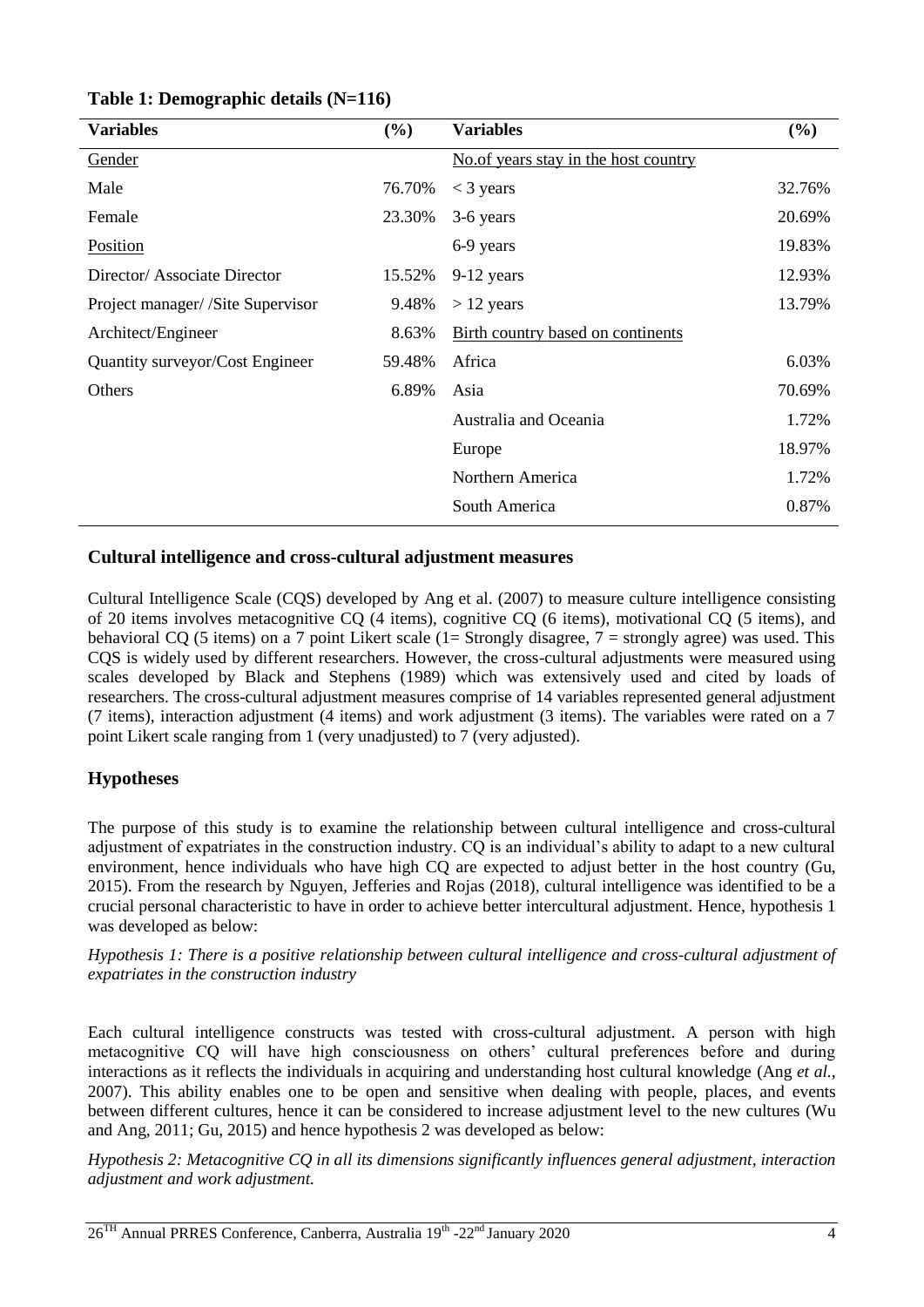**Table 1: Demographic details (N=116)**

| Variables | (%) | Variables | (%) |
|---|---|---|---|
| Gender | | No.of years stay in the host country | |
| Male | 76.70% | < 3 years | 32.76% |
| Female | 23.30% | 3-6 years | 20.69% |
| Position | | 6-9 years | 19.83% |
| Director/ Associate Director | 15.52% | 9-12 years | 12.93% |
| Project manager/ /Site Supervisor | 9.48% | > 12 years | 13.79% |
| Architect/Engineer | 8.63% | Birth country based on continents | |
| Quantity surveyor/Cost Engineer | 59.48% | Africa | 6.03% |
| Others | 6.89% | Asia | 70.69% |
| | | Australia and Oceania | 1.72% |
| | | Europe | 18.97% |
| | | Northern America | 1.72% |
| | | South America | 0.87% |

## Cultural intelligence and cross-cultural adjustment measures

Cultural Intelligence Scale (CQS) developed by Ang et al. (2007) to measure culture intelligence consisting of 20 items involves metacognitive CQ (4 items), cognitive CQ (6 items), motivational CQ (5 items), and behavioral CQ (5 items) on a 7 point Likert scale (1= Strongly disagree, 7 = strongly agree) was used. This CQS is widely used by different researchers. However, the cross-cultural adjustments were measured using scales developed by Black and Stephens (1989) which was extensively used and cited by loads of researchers. The cross-cultural adjustment measures comprise of 14 variables represented general adjustment (7 items), interaction adjustment (4 items) and work adjustment (3 items). The variables were rated on a 7 point Likert scale ranging from 1 (very unadjusted) to 7 (very adjusted).

## Hypotheses

The purpose of this study is to examine the relationship between cultural intelligence and cross-cultural adjustment of expatriates in the construction industry. CQ is an individual's ability to adapt to a new cultural environment, hence individuals who have high CQ are expected to adjust better in the host country (Gu, 2015). From the research by Nguyen, Jefferies and Rojas (2018), cultural intelligence was identified to be a crucial personal characteristic to have in order to achieve better intercultural adjustment. Hence, hypothesis 1 was developed as below:

*Hypothesis 1: There is a positive relationship between cultural intelligence and cross-cultural adjustment of expatriates in the construction industry*

Each cultural intelligence constructs was tested with cross-cultural adjustment. A person with high metacognitive CQ will have high consciousness on others' cultural preferences before and during interactions as it reflects the individuals in acquiring and understanding host cultural knowledge (Ang *et al.*, 2007). This ability enables one to be open and sensitive when dealing with people, places, and events between different cultures, hence it can be considered to increase adjustment level to the new cultures (Wu and Ang, 2011; Gu, 2015) and hence hypothesis 2 was developed as below:

*Hypothesis 2: Metacognitive CQ in all its dimensions significantly influences general adjustment, interaction adjustment and work adjustment.*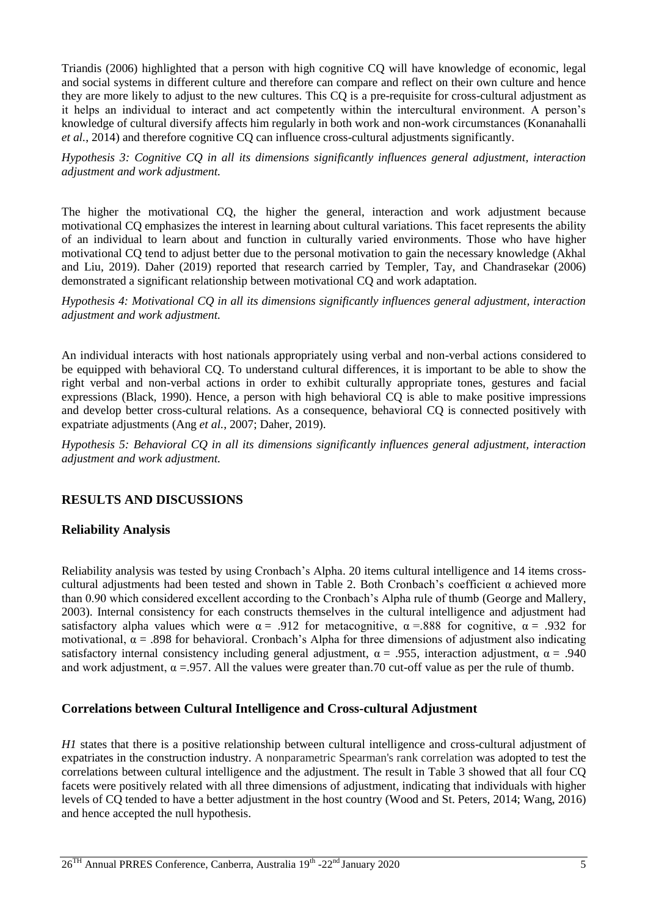Triandis (2006) highlighted that a person with high cognitive CQ will have knowledge of economic, legal and social systems in different culture and therefore can compare and reflect on their own culture and hence they are more likely to adjust to the new cultures. This CQ is a pre-requisite for cross-cultural adjustment as it helps an individual to interact and act competently within the intercultural environment. A person's knowledge of cultural diversify affects him regularly in both work and non-work circumstances (Konanahalli *et al.*, 2014) and therefore cognitive CQ can influence cross-cultural adjustments significantly.

*Hypothesis 3: Cognitive CQ in all its dimensions significantly influences general adjustment, interaction adjustment and work adjustment.*

The higher the motivational CQ, the higher the general, interaction and work adjustment because motivational CQ emphasizes the interest in learning about cultural variations. This facet represents the ability of an individual to learn about and function in culturally varied environments. Those who have higher motivational CQ tend to adjust better due to the personal motivation to gain the necessary knowledge (Akhal and Liu, 2019). Daher (2019) reported that research carried by Templer, Tay, and Chandrasekar (2006) demonstrated a significant relationship between motivational CQ and work adaptation.

*Hypothesis 4: Motivational CQ in all its dimensions significantly influences general adjustment, interaction adjustment and work adjustment.*

An individual interacts with host nationals appropriately using verbal and non-verbal actions considered to be equipped with behavioral CQ. To understand cultural differences, it is important to be able to show the right verbal and non-verbal actions in order to exhibit culturally appropriate tones, gestures and facial expressions (Black, 1990). Hence, a person with high behavioral CQ is able to make positive impressions and develop better cross-cultural relations. As a consequence, behavioral CQ is connected positively with expatriate adjustments (Ang *et al.*, 2007; Daher, 2019).

*Hypothesis 5: Behavioral CQ in all its dimensions significantly influences general adjustment, interaction adjustment and work adjustment.*

## RESULTS AND DISCUSSIONS

### Reliability Analysis

Reliability analysis was tested by using Cronbach's Alpha. 20 items cultural intelligence and 14 items cross-cultural adjustments had been tested and shown in Table 2. Both Cronbach's coefficient α achieved more than 0.90 which considered excellent according to the Cronbach's Alpha rule of thumb (George and Mallery, 2003). Internal consistency for each constructs themselves in the cultural intelligence and adjustment had satisfactory alpha values which were $\alpha = .912$ for metacognitive, $\alpha = .888$ for cognitive, $\alpha = .932$ for motivational, $\alpha = .898$ for behavioral. Cronbach's Alpha for three dimensions of adjustment also indicating satisfactory internal consistency including general adjustment, $\alpha = .955$, interaction adjustment, $\alpha = .940$ and work adjustment, $\alpha = .957$. All the values were greater than.70 cut-off value as per the rule of thumb.

### Correlations between Cultural Intelligence and Cross-cultural Adjustment

*H1* states that there is a positive relationship between cultural intelligence and cross-cultural adjustment of expatriates in the construction industry. A nonparametric Spearman's rank correlation was adopted to test the correlations between cultural intelligence and the adjustment. The result in Table 3 showed that all four CQ facets were positively related with all three dimensions of adjustment, indicating that individuals with higher levels of CQ tended to have a better adjustment in the host country (Wood and St. Peters, 2014; Wang, 2016) and hence accepted the null hypothesis.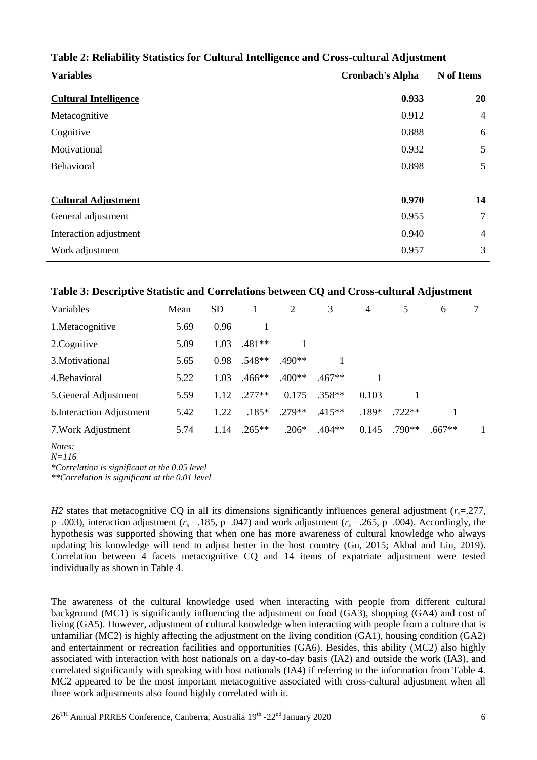**Table 2: Reliability Statistics for Cultural Intelligence and Cross-cultural Adjustment**

| Variables | Cronbach's Alpha | N of Items |
|---|---|---|
| **Cultural Intelligence** | **0.933** | **20** |
| Metacognitive | 0.912 | 4 |
| Cognitive | 0.888 | 6 |
| Motivational | 0.932 | 5 |
| Behavioral | 0.898 | 5 |
| **Cultural Adjustment** | **0.970** | **14** |
| General adjustment | 0.955 | 7 |
| Interaction adjustment | 0.940 | 4 |
| Work adjustment | 0.957 | 3 |

**Table 3: Descriptive Statistic and Correlations between CQ and Cross-cultural Adjustment**

| Variables | Mean | SD | 1 | 2 | 3 | 4 | 5 | 6 | 7 |
|---|---|---|---|---|---|---|---|---|---|
| 1.Metacognitive | 5.69 | 0.96 | 1 | | | | | | |
| 2.Cognitive | 5.09 | 1.03 | .481** | 1 | | | | | |
| 3.Motivational | 5.65 | 0.98 | .548** | .490** | 1 | | | | |
| 4.Behavioral | 5.22 | 1.03 | .466** | .400** | .467** | 1 | | | |
| 5.General Adjustment | 5.59 | 1.12 | .277** | 0.175 | .358** | 0.103 | 1 | | |
| 6.Interaction Adjustment | 5.42 | 1.22 | .185* | .279** | .415** | .189* | .722** | 1 | |
| 7.Work Adjustment | 5.74 | 1.14 | .265** | .206* | .404** | 0.145 | .790** | .667** | 1 |

*Notes:*
*N=116*
*\*Correlation is significant at the 0.05 level*
*\*\*Correlation is significant at the 0.01 level*

*H2* states that metacognitive CQ in all its dimensions significantly influences general adjustment ($r_s$=.277, p=.003), interaction adjustment ($r_s$ =.185, p=.047) and work adjustment ($r_s$ =.265, p=.004). Accordingly, the hypothesis was supported showing that when one has more awareness of cultural knowledge who always updating his knowledge will tend to adjust better in the host country (Gu, 2015; Akhal and Liu, 2019). Correlation between 4 facets metacognitive CQ and 14 items of expatriate adjustment were tested individually as shown in Table 4.

The awareness of the cultural knowledge used when interacting with people from different cultural background (MC1) is significantly influencing the adjustment on food (GA3), shopping (GA4) and cost of living (GA5). However, adjustment of cultural knowledge when interacting with people from a culture that is unfamiliar (MC2) is highly affecting the adjustment on the living condition (GA1), housing condition (GA2) and entertainment or recreation facilities and opportunities (GA6). Besides, this ability (MC2) also highly associated with interaction with host nationals on a day-to-day basis (IA2) and outside the work (IA3), and correlated significantly with speaking with host nationals (IA4) if referring to the information from Table 4. MC2 appeared to be the most important metacognitive associated with cross-cultural adjustment when all three work adjustments also found highly correlated with it.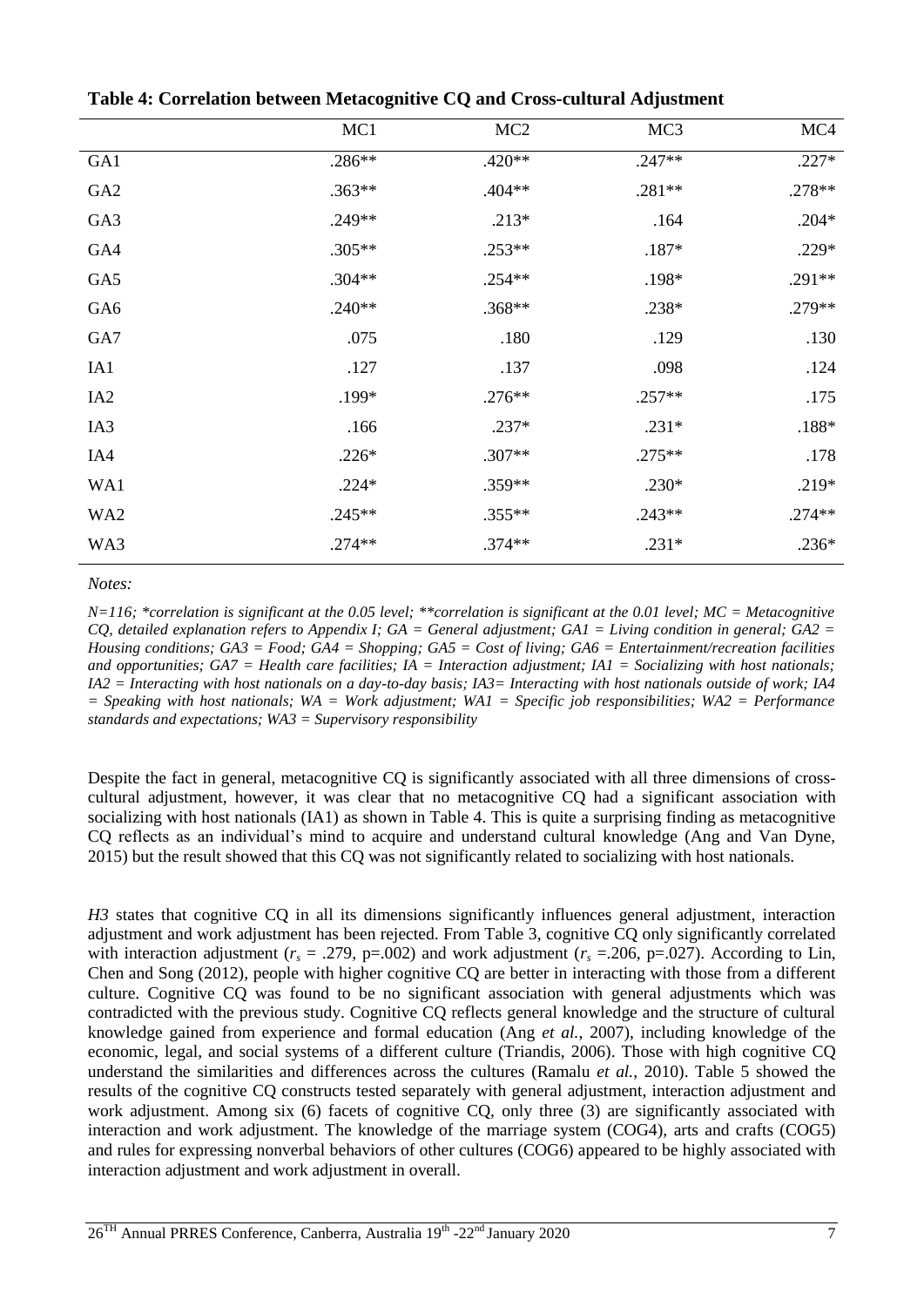**Table 4: Correlation between Metacognitive CQ and Cross-cultural Adjustment**

| | MC1 | MC2 | MC3 | MC4 |
|---|---|---|---|---|
| GA1 | .286** | .420** | .247** | .227* |
| GA2 | .363** | .404** | .281** | .278** |
| GA3 | .249** | .213* | .164 | .204* |
| GA4 | .305** | .253** | .187* | .229* |
| GA5 | .304** | .254** | .198* | .291** |
| GA6 | .240** | .368** | .238* | .279** |
| GA7 | .075 | .180 | .129 | .130 |
| IA1 | .127 | .137 | .098 | .124 |
| IA2 | .199* | .276** | .257** | .175 |
| IA3 | .166 | .237* | .231* | .188* |
| IA4 | .226* | .307** | .275** | .178 |
| WA1 | .224* | .359** | .230* | .219* |
| WA2 | .245** | .355** | .243** | .274** |
| WA3 | .274** | .374** | .231* | .236* |

*Notes:*

*N=116; *correlation is significant at the 0.05 level; **correlation is significant at the 0.01 level; MC = Metacognitive CQ, detailed explanation refers to Appendix I; GA = General adjustment; GA1 = Living condition in general; GA2 = Housing conditions; GA3 = Food; GA4 = Shopping; GA5 = Cost of living; GA6 = Entertainment/recreation facilities and opportunities; GA7 = Health care facilities; IA = Interaction adjustment; IA1 = Socializing with host nationals; IA2 = Interacting with host nationals on a day-to-day basis; IA3= Interacting with host nationals outside of work; IA4 = Speaking with host nationals; WA = Work adjustment; WA1 = Specific job responsibilities; WA2 = Performance standards and expectations; WA3 = Supervisory responsibility*

Despite the fact in general, metacognitive CQ is significantly associated with all three dimensions of cross-cultural adjustment, however, it was clear that no metacognitive CQ had a significant association with socializing with host nationals (IA1) as shown in Table 4. This is quite a surprising finding as metacognitive CQ reflects as an individual's mind to acquire and understand cultural knowledge (Ang and Van Dyne, 2015) but the result showed that this CQ was not significantly related to socializing with host nationals.

*H3* states that cognitive CQ in all its dimensions significantly influences general adjustment, interaction adjustment and work adjustment has been rejected. From Table 3, cognitive CQ only significantly correlated with interaction adjustment ($r_s$ = .279, p=.002) and work adjustment ($r_s$ =.206, p=.027). According to Lin, Chen and Song (2012), people with higher cognitive CQ are better in interacting with those from a different culture. Cognitive CQ was found to be no significant association with general adjustments which was contradicted with the previous study. Cognitive CQ reflects general knowledge and the structure of cultural knowledge gained from experience and formal education (Ang *et al.*, 2007), including knowledge of the economic, legal, and social systems of a different culture (Triandis, 2006). Those with high cognitive CQ understand the similarities and differences across the cultures (Ramalu *et al.*, 2010). Table 5 showed the results of the cognitive CQ constructs tested separately with general adjustment, interaction adjustment and work adjustment. Among six (6) facets of cognitive CQ, only three (3) are significantly associated with interaction and work adjustment. The knowledge of the marriage system (COG4), arts and crafts (COG5) and rules for expressing nonverbal behaviors of other cultures (COG6) appeared to be highly associated with interaction adjustment and work adjustment in overall.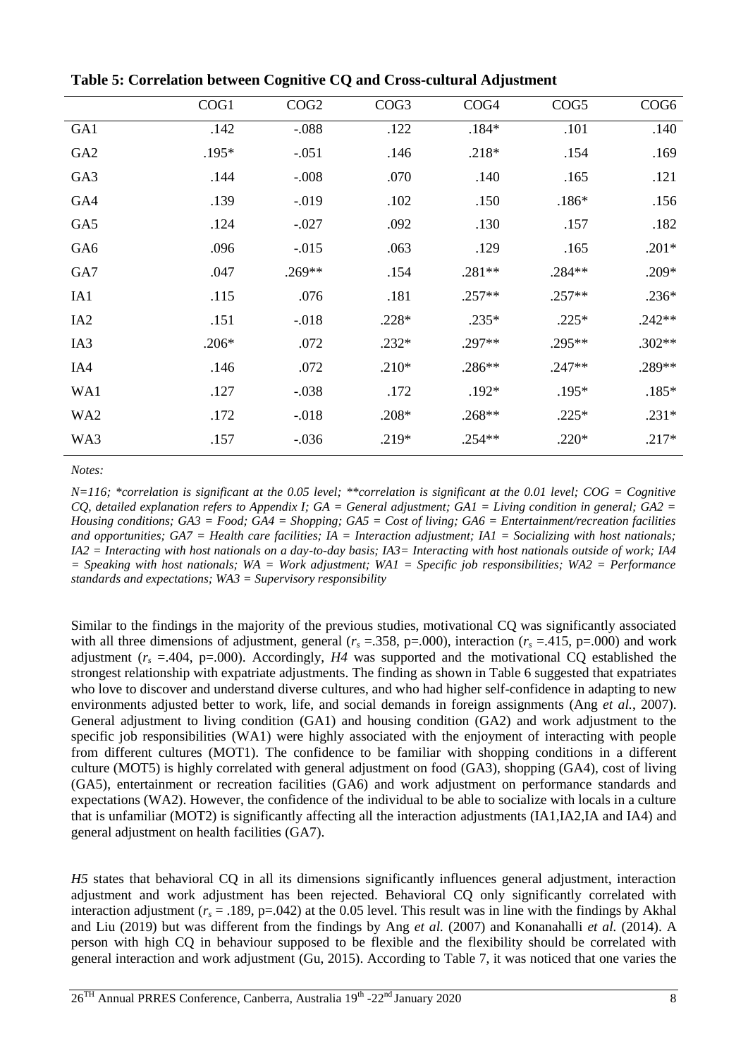**Table 5: Correlation between Cognitive CQ and Cross-cultural Adjustment**

| | COG1 | COG2 | COG3 | COG4 | COG5 | COG6 |
|---|---|---|---|---|---|---|
| GA1 | .142 | -.088 | .122 | .184* | .101 | .140 |
| GA2 | .195* | -.051 | .146 | .218* | .154 | .169 |
| GA3 | .144 | -.008 | .070 | .140 | .165 | .121 |
| GA4 | .139 | -.019 | .102 | .150 | .186* | .156 |
| GA5 | .124 | -.027 | .092 | .130 | .157 | .182 |
| GA6 | .096 | -.015 | .063 | .129 | .165 | .201* |
| GA7 | .047 | .269** | .154 | .281** | .284** | .209* |
| IA1 | .115 | .076 | .181 | .257** | .257** | .236* |
| IA2 | .151 | -.018 | .228* | .235* | .225* | .242** |
| IA3 | .206* | .072 | .232* | .297** | .295** | .302** |
| IA4 | .146 | .072 | .210* | .286** | .247** | .289** |
| WA1 | .127 | -.038 | .172 | .192* | .195* | .185* |
| WA2 | .172 | -.018 | .208* | .268** | .225* | .231* |
| WA3 | .157 | -.036 | .219* | .254** | .220* | .217* |

*Notes:*

*N=116; *correlation is significant at the 0.05 level; **correlation is significant at the 0.01 level; COG = Cognitive CQ, detailed explanation refers to Appendix I; GA = General adjustment; GA1 = Living condition in general; GA2 = Housing conditions; GA3 = Food; GA4 = Shopping; GA5 = Cost of living; GA6 = Entertainment/recreation facilities and opportunities; GA7 = Health care facilities; IA = Interaction adjustment; IA1 = Socializing with host nationals; IA2 = Interacting with host nationals on a day-to-day basis; IA3= Interacting with host nationals outside of work; IA4 = Speaking with host nationals; WA = Work adjustment; WA1 = Specific job responsibilities; WA2 = Performance standards and expectations; WA3 = Supervisory responsibility*

Similar to the findings in the majority of the previous studies, motivational CQ was significantly associated with all three dimensions of adjustment, general ($r_s$ =.358, p=.000), interaction ($r_s$ =.415, p=.000) and work adjustment ($r_s$ =.404, p=.000). Accordingly, *H4* was supported and the motivational CQ established the strongest relationship with expatriate adjustments. The finding as shown in Table 6 suggested that expatriates who love to discover and understand diverse cultures, and who had higher self-confidence in adapting to new environments adjusted better to work, life, and social demands in foreign assignments (Ang *et al.*, 2007). General adjustment to living condition (GA1) and housing condition (GA2) and work adjustment to the specific job responsibilities (WA1) were highly associated with the enjoyment of interacting with people from different cultures (MOT1). The confidence to be familiar with shopping conditions in a different culture (MOT5) is highly correlated with general adjustment on food (GA3), shopping (GA4), cost of living (GA5), entertainment or recreation facilities (GA6) and work adjustment on performance standards and expectations (WA2). However, the confidence of the individual to be able to socialize with locals in a culture that is unfamiliar (MOT2) is significantly affecting all the interaction adjustments (IA1,IA2,IA and IA4) and general adjustment on health facilities (GA7).

*H5* states that behavioral CQ in all its dimensions significantly influences general adjustment, interaction adjustment and work adjustment has been rejected. Behavioral CQ only significantly correlated with interaction adjustment ($r_s$ = .189, p=.042) at the 0.05 level. This result was in line with the findings by Akhal and Liu (2019) but was different from the findings by Ang *et al.* (2007) and Konanahalli *et al.* (2014). A person with high CQ in behaviour supposed to be flexible and the flexibility should be correlated with general interaction and work adjustment (Gu, 2015). According to Table 7, it was noticed that one varies the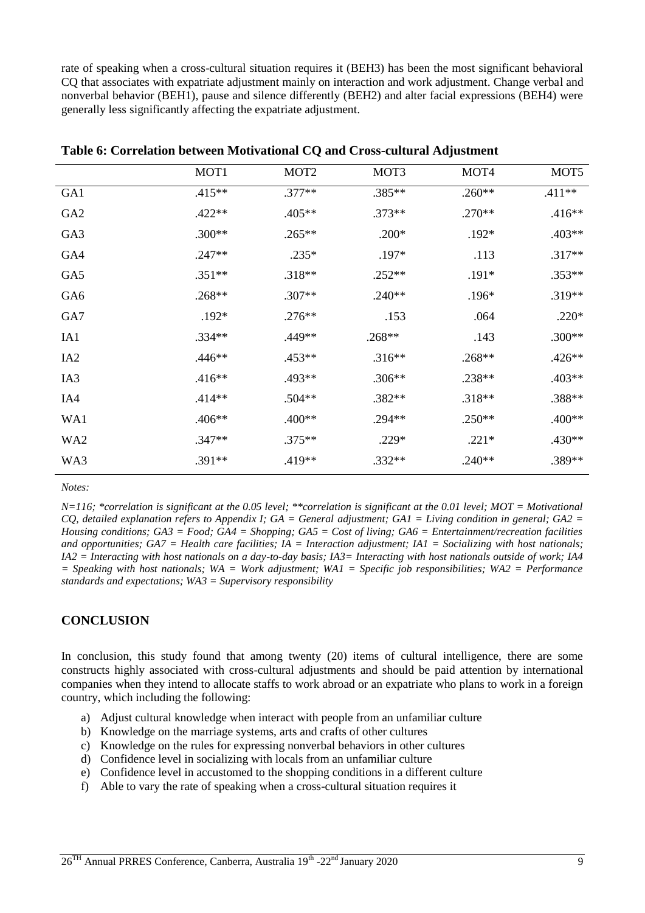rate of speaking when a cross-cultural situation requires it (BEH3) has been the most significant behavioral CQ that associates with expatriate adjustment mainly on interaction and work adjustment. Change verbal and nonverbal behavior (BEH1), pause and silence differently (BEH2) and alter facial expressions (BEH4) were generally less significantly affecting the expatriate adjustment.

**Table 6: Correlation between Motivational CQ and Cross-cultural Adjustment**

| | MOT1 | MOT2 | MOT3 | MOT4 | MOT5 |
|---|---|---|---|---|---|
| GA1 | .415** | .377** | .385** | .260** | .411** |
| GA2 | .422** | .405** | .373** | .270** | .416** |
| GA3 | .300** | .265** | .200* | .192* | .403** |
| GA4 | .247** | .235* | .197* | .113 | .317** |
| GA5 | .351** | .318** | .252** | .191* | .353** |
| GA6 | .268** | .307** | .240** | .196* | .319** |
| GA7 | .192* | .276** | .153 | .064 | .220* |
| IA1 | .334** | .449** | .268** | .143 | .300** |
| IA2 | .446** | .453** | .316** | .268** | .426** |
| IA3 | .416** | .493** | .306** | .238** | .403** |
| IA4 | .414** | .504** | .382** | .318** | .388** |
| WA1 | .406** | .400** | .294** | .250** | .400** |
| WA2 | .347** | .375** | .229* | .221* | .430** |
| WA3 | .391** | .419** | .332** | .240** | .389** |

*Notes:*

*N=116; *correlation is significant at the 0.05 level; **correlation is significant at the 0.01 level; MOT = Motivational CQ, detailed explanation refers to Appendix I; GA = General adjustment; GA1 = Living condition in general; GA2 = Housing conditions; GA3 = Food; GA4 = Shopping; GA5 = Cost of living; GA6 = Entertainment/recreation facilities and opportunities; GA7 = Health care facilities; IA = Interaction adjustment; IA1 = Socializing with host nationals; IA2 = Interacting with host nationals on a day-to-day basis; IA3= Interacting with host nationals outside of work; IA4 = Speaking with host nationals; WA = Work adjustment; WA1 = Specific job responsibilities; WA2 = Performance standards and expectations; WA3 = Supervisory responsibility*

## CONCLUSION

In conclusion, this study found that among twenty (20) items of cultural intelligence, there are some constructs highly associated with cross-cultural adjustments and should be paid attention by international companies when they intend to allocate staffs to work abroad or an expatriate who plans to work in a foreign country, which including the following:

a) Adjust cultural knowledge when interact with people from an unfamiliar culture
b) Knowledge on the marriage systems, arts and crafts of other cultures
c) Knowledge on the rules for expressing nonverbal behaviors in other cultures
d) Confidence level in socializing with locals from an unfamiliar culture
e) Confidence level in accustomed to the shopping conditions in a different culture
f) Able to vary the rate of speaking when a cross-cultural situation requires it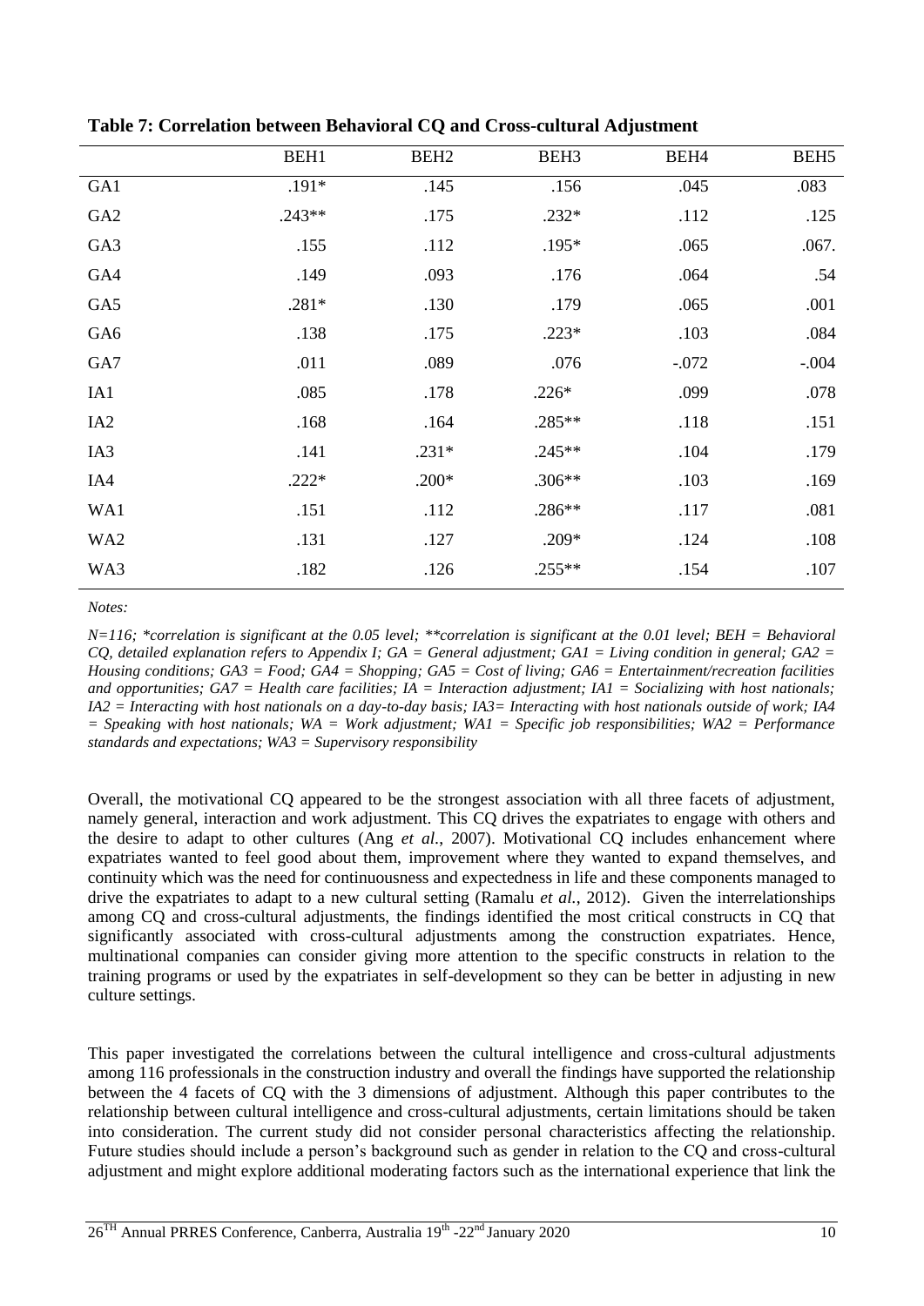**Table 7: Correlation between Behavioral CQ and Cross-cultural Adjustment**

| | BEH1 | BEH2 | BEH3 | BEH4 | BEH5 |
|---|---|---|---|---|---|
| GA1 | .191* | .145 | .156 | .045 | .083 |
| GA2 | .243** | .175 | .232* | .112 | .125 |
| GA3 | .155 | .112 | .195* | .065 | .067. |
| GA4 | .149 | .093 | .176 | .064 | .54 |
| GA5 | .281* | .130 | .179 | .065 | .001 |
| GA6 | .138 | .175 | .223* | .103 | .084 |
| GA7 | .011 | .089 | .076 | -.072 | -.004 |
| IA1 | .085 | .178 | .226* | .099 | .078 |
| IA2 | .168 | .164 | .285** | .118 | .151 |
| IA3 | .141 | .231* | .245** | .104 | .179 |
| IA4 | .222* | .200* | .306** | .103 | .169 |
| WA1 | .151 | .112 | .286** | .117 | .081 |
| WA2 | .131 | .127 | .209* | .124 | .108 |
| WA3 | .182 | .126 | .255** | .154 | .107 |

*Notes:*

*N=116; *correlation is significant at the 0.05 level; **correlation is significant at the 0.01 level; BEH = Behavioral CQ, detailed explanation refers to Appendix I; GA = General adjustment; GA1 = Living condition in general; GA2 = Housing conditions; GA3 = Food; GA4 = Shopping; GA5 = Cost of living; GA6 = Entertainment/recreation facilities and opportunities; GA7 = Health care facilities; IA = Interaction adjustment; IA1 = Socializing with host nationals; IA2 = Interacting with host nationals on a day-to-day basis; IA3= Interacting with host nationals outside of work; IA4 = Speaking with host nationals; WA = Work adjustment; WA1 = Specific job responsibilities; WA2 = Performance standards and expectations; WA3 = Supervisory responsibility*

Overall, the motivational CQ appeared to be the strongest association with all three facets of adjustment, namely general, interaction and work adjustment. This CQ drives the expatriates to engage with others and the desire to adapt to other cultures (Ang *et al.*, 2007). Motivational CQ includes enhancement where expatriates wanted to feel good about them, improvement where they wanted to expand themselves, and continuity which was the need for continuousness and expectedness in life and these components managed to drive the expatriates to adapt to a new cultural setting (Ramalu *et al.*, 2012). Given the interrelationships among CQ and cross-cultural adjustments, the findings identified the most critical constructs in CQ that significantly associated with cross-cultural adjustments among the construction expatriates. Hence, multinational companies can consider giving more attention to the specific constructs in relation to the training programs or used by the expatriates in self-development so they can be better in adjusting in new culture settings.

This paper investigated the correlations between the cultural intelligence and cross-cultural adjustments among 116 professionals in the construction industry and overall the findings have supported the relationship between the 4 facets of CQ with the 3 dimensions of adjustment. Although this paper contributes to the relationship between cultural intelligence and cross-cultural adjustments, certain limitations should be taken into consideration. The current study did not consider personal characteristics affecting the relationship. Future studies should include a person's background such as gender in relation to the CQ and cross-cultural adjustment and might explore additional moderating factors such as the international experience that link the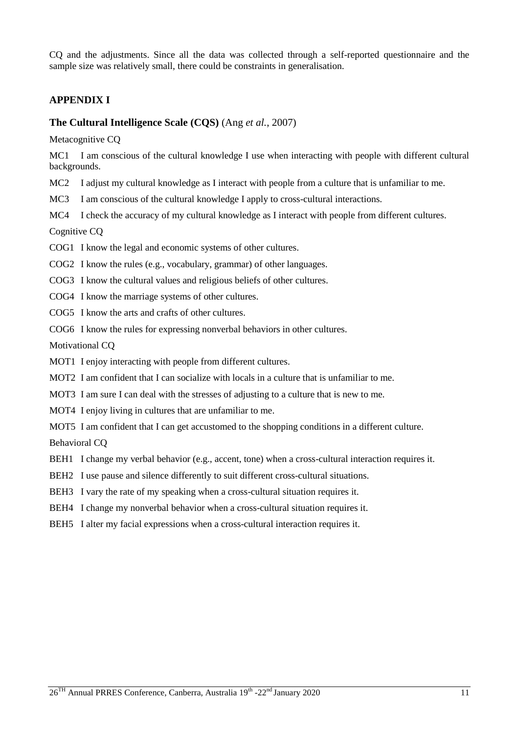CQ and the adjustments. Since all the data was collected through a self-reported questionnaire and the sample size was relatively small, there could be constraints in generalisation.

## APPENDIX I

### The Cultural Intelligence Scale (CQS) (Ang *et al.*, 2007)

Metacognitive CQ

MC1 I am conscious of the cultural knowledge I use when interacting with people with different cultural backgrounds.

MC2 I adjust my cultural knowledge as I interact with people from a culture that is unfamiliar to me.

MC3 I am conscious of the cultural knowledge I apply to cross-cultural interactions.

MC4 I check the accuracy of my cultural knowledge as I interact with people from different cultures.

Cognitive CQ

COG1 I know the legal and economic systems of other cultures.

COG2 I know the rules (e.g., vocabulary, grammar) of other languages.

COG3 I know the cultural values and religious beliefs of other cultures.

COG4 I know the marriage systems of other cultures.

COG5 I know the arts and crafts of other cultures.

COG6 I know the rules for expressing nonverbal behaviors in other cultures.

Motivational CQ

MOT1 I enjoy interacting with people from different cultures.

MOT2 I am confident that I can socialize with locals in a culture that is unfamiliar to me.

MOT3 I am sure I can deal with the stresses of adjusting to a culture that is new to me.

MOT4 I enjoy living in cultures that are unfamiliar to me.

MOT5 I am confident that I can get accustomed to the shopping conditions in a different culture.

Behavioral CQ

BEH1 I change my verbal behavior (e.g., accent, tone) when a cross-cultural interaction requires it.

BEH2 I use pause and silence differently to suit different cross-cultural situations.

BEH3 I vary the rate of my speaking when a cross-cultural situation requires it.

BEH4 I change my nonverbal behavior when a cross-cultural situation requires it.

BEH5 I alter my facial expressions when a cross-cultural interaction requires it.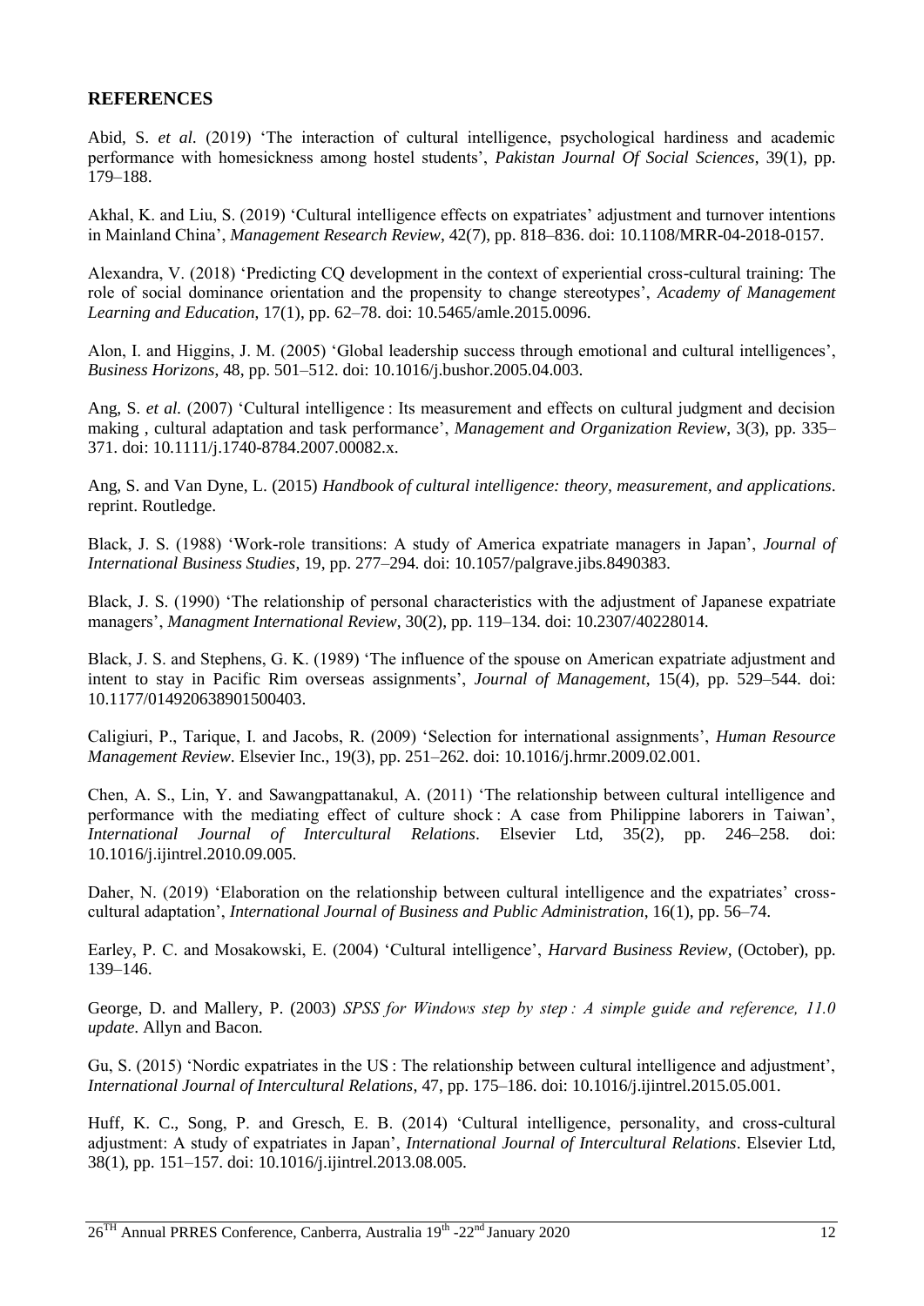## REFERENCES

Abid, S. *et al.* (2019) 'The interaction of cultural intelligence, psychological hardiness and academic performance with homesickness among hostel students', *Pakistan Journal Of Social Sciences*, 39(1), pp. 179–188.

Akhal, K. and Liu, S. (2019) 'Cultural intelligence effects on expatriates' adjustment and turnover intentions in Mainland China', *Management Research Review*, 42(7), pp. 818–836. doi: 10.1108/MRR-04-2018-0157.

Alexandra, V. (2018) 'Predicting CQ development in the context of experiential cross-cultural training: The role of social dominance orientation and the propensity to change stereotypes', *Academy of Management Learning and Education*, 17(1), pp. 62–78. doi: 10.5465/amle.2015.0096.

Alon, I. and Higgins, J. M. (2005) 'Global leadership success through emotional and cultural intelligences', *Business Horizons*, 48, pp. 501–512. doi: 10.1016/j.bushor.2005.04.003.

Ang, S. *et al.* (2007) 'Cultural intelligence : Its measurement and effects on cultural judgment and decision making , cultural adaptation and task performance', *Management and Organization Review*, 3(3), pp. 335–371. doi: 10.1111/j.1740-8784.2007.00082.x.

Ang, S. and Van Dyne, L. (2015) *Handbook of cultural intelligence: theory, measurement, and applications*. reprint. Routledge.

Black, J. S. (1988) 'Work-role transitions: A study of America expatriate managers in Japan', *Journal of International Business Studies*, 19, pp. 277–294. doi: 10.1057/palgrave.jibs.8490383.

Black, J. S. (1990) 'The relationship of personal characteristics with the adjustment of Japanese expatriate managers', *Managment International Review*, 30(2), pp. 119–134. doi: 10.2307/40228014.

Black, J. S. and Stephens, G. K. (1989) 'The influence of the spouse on American expatriate adjustment and intent to stay in Pacific Rim overseas assignments', *Journal of Management*, 15(4), pp. 529–544. doi: 10.1177/014920638901500403.

Caligiuri, P., Tarique, I. and Jacobs, R. (2009) 'Selection for international assignments', *Human Resource Management Review*. Elsevier Inc., 19(3), pp. 251–262. doi: 10.1016/j.hrmr.2009.02.001.

Chen, A. S., Lin, Y. and Sawangpattanakul, A. (2011) 'The relationship between cultural intelligence and performance with the mediating effect of culture shock : A case from Philippine laborers in Taiwan', *International Journal of Intercultural Relations*. Elsevier Ltd, 35(2), pp. 246–258. doi: 10.1016/j.ijintrel.2010.09.005.

Daher, N. (2019) 'Elaboration on the relationship between cultural intelligence and the expatriates' cross-cultural adaptation', *International Journal of Business and Public Administration*, 16(1), pp. 56–74.

Earley, P. C. and Mosakowski, E. (2004) 'Cultural intelligence', *Harvard Business Review*, (October), pp. 139–146.

George, D. and Mallery, P. (2003) *SPSS for Windows step by step : A simple guide and reference, 11.0 update*. Allyn and Bacon.

Gu, S. (2015) 'Nordic expatriates in the US : The relationship between cultural intelligence and adjustment', *International Journal of Intercultural Relations*, 47, pp. 175–186. doi: 10.1016/j.ijintrel.2015.05.001.

Huff, K. C., Song, P. and Gresch, E. B. (2014) 'Cultural intelligence, personality, and cross-cultural adjustment: A study of expatriates in Japan', *International Journal of Intercultural Relations*. Elsevier Ltd, 38(1), pp. 151–157. doi: 10.1016/j.ijintrel.2013.08.005.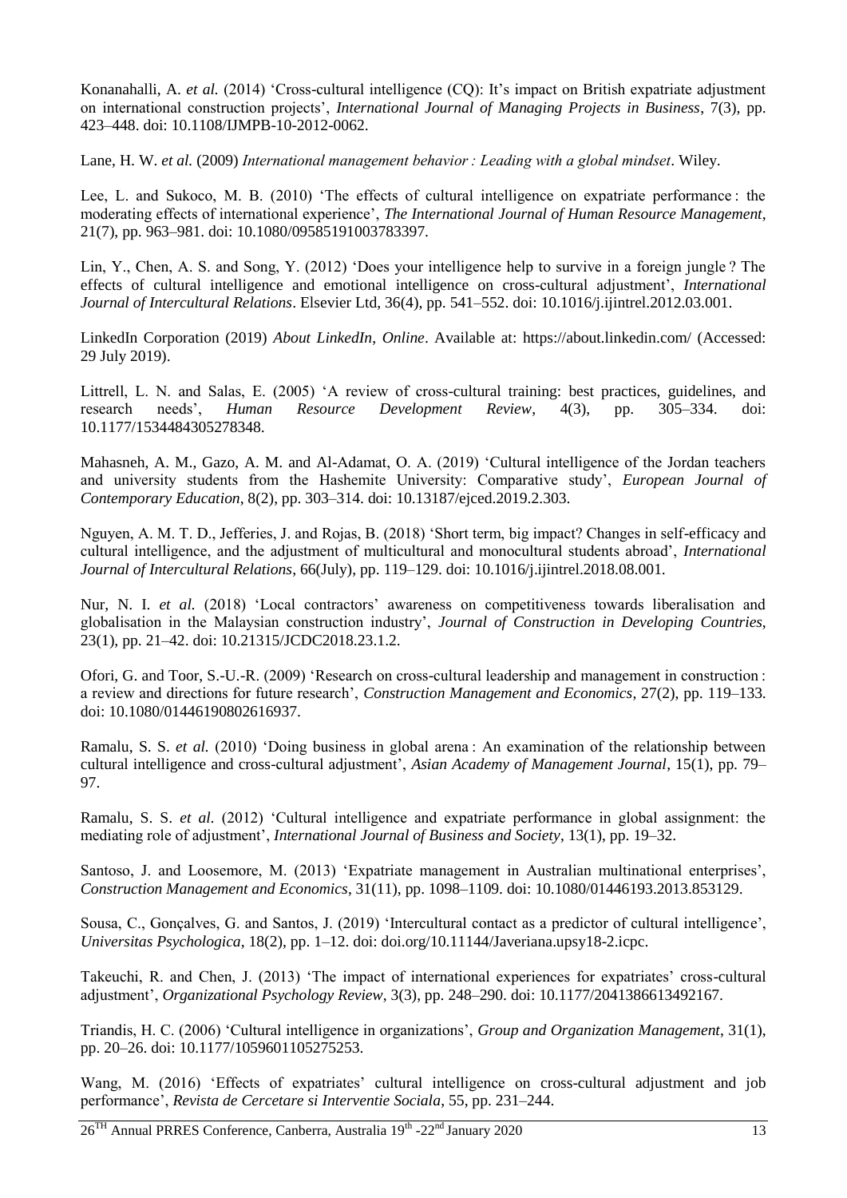Konanahalli, A. *et al.* (2014) 'Cross-cultural intelligence (CQ): It's impact on British expatriate adjustment on international construction projects', *International Journal of Managing Projects in Business*, 7(3), pp. 423–448. doi: 10.1108/IJMPB-10-2012-0062.

Lane, H. W. *et al.* (2009) *International management behavior : Leading with a global mindset*. Wiley.

Lee, L. and Sukoco, M. B. (2010) 'The effects of cultural intelligence on expatriate performance : the moderating effects of international experience', *The International Journal of Human Resource Management*, 21(7), pp. 963–981. doi: 10.1080/09585191003783397.

Lin, Y., Chen, A. S. and Song, Y. (2012) 'Does your intelligence help to survive in a foreign jungle ? The effects of cultural intelligence and emotional intelligence on cross-cultural adjustment', *International Journal of Intercultural Relations*. Elsevier Ltd, 36(4), pp. 541–552. doi: 10.1016/j.ijintrel.2012.03.001.

LinkedIn Corporation (2019) *About LinkedIn*, *Online*. Available at: https://about.linkedin.com/ (Accessed: 29 July 2019).

Littrell, L. N. and Salas, E. (2005) 'A review of cross-cultural training: best practices, guidelines, and research needs', *Human Resource Development Review*, 4(3), pp. 305–334. doi: 10.1177/1534484305278348.

Mahasneh, A. M., Gazo, A. M. and Al-Adamat, O. A. (2019) 'Cultural intelligence of the Jordan teachers and university students from the Hashemite University: Comparative study', *European Journal of Contemporary Education*, 8(2), pp. 303–314. doi: 10.13187/ejced.2019.2.303.

Nguyen, A. M. T. D., Jefferies, J. and Rojas, B. (2018) 'Short term, big impact? Changes in self-efficacy and cultural intelligence, and the adjustment of multicultural and monocultural students abroad', *International Journal of Intercultural Relations*, 66(July), pp. 119–129. doi: 10.1016/j.ijintrel.2018.08.001.

Nur, N. I. *et al.* (2018) 'Local contractors' awareness on competitiveness towards liberalisation and globalisation in the Malaysian construction industry', *Journal of Construction in Developing Countries*, 23(1), pp. 21–42. doi: 10.21315/JCDC2018.23.1.2.

Ofori, G. and Toor, S.-U.-R. (2009) 'Research on cross-cultural leadership and management in construction : a review and directions for future research', *Construction Management and Economics*, 27(2), pp. 119–133. doi: 10.1080/01446190802616937.

Ramalu, S. S. *et al.* (2010) 'Doing business in global arena : An examination of the relationship between cultural intelligence and cross-cultural adjustment', *Asian Academy of Management Journal*, 15(1), pp. 79–97.

Ramalu, S. S. *et al.* (2012) 'Cultural intelligence and expatriate performance in global assignment: the mediating role of adjustment', *International Journal of Business and Society*, 13(1), pp. 19–32.

Santoso, J. and Loosemore, M. (2013) 'Expatriate management in Australian multinational enterprises', *Construction Management and Economics*, 31(11), pp. 1098–1109. doi: 10.1080/01446193.2013.853129.

Sousa, C., Gonçalves, G. and Santos, J. (2019) 'Intercultural contact as a predictor of cultural intelligence', *Universitas Psychologica*, 18(2), pp. 1–12. doi: doi.org/10.11144/Javeriana.upsy18-2.icpc.

Takeuchi, R. and Chen, J. (2013) 'The impact of international experiences for expatriates' cross-cultural adjustment', *Organizational Psychology Review*, 3(3), pp. 248–290. doi: 10.1177/2041386613492167.

Triandis, H. C. (2006) 'Cultural intelligence in organizations', *Group and Organization Management*, 31(1), pp. 20–26. doi: 10.1177/1059601105275253.

Wang, M. (2016) 'Effects of expatriates' cultural intelligence on cross-cultural adjustment and job performance', *Revista de Cercetare si Interventie Sociala*, 55, pp. 231–244.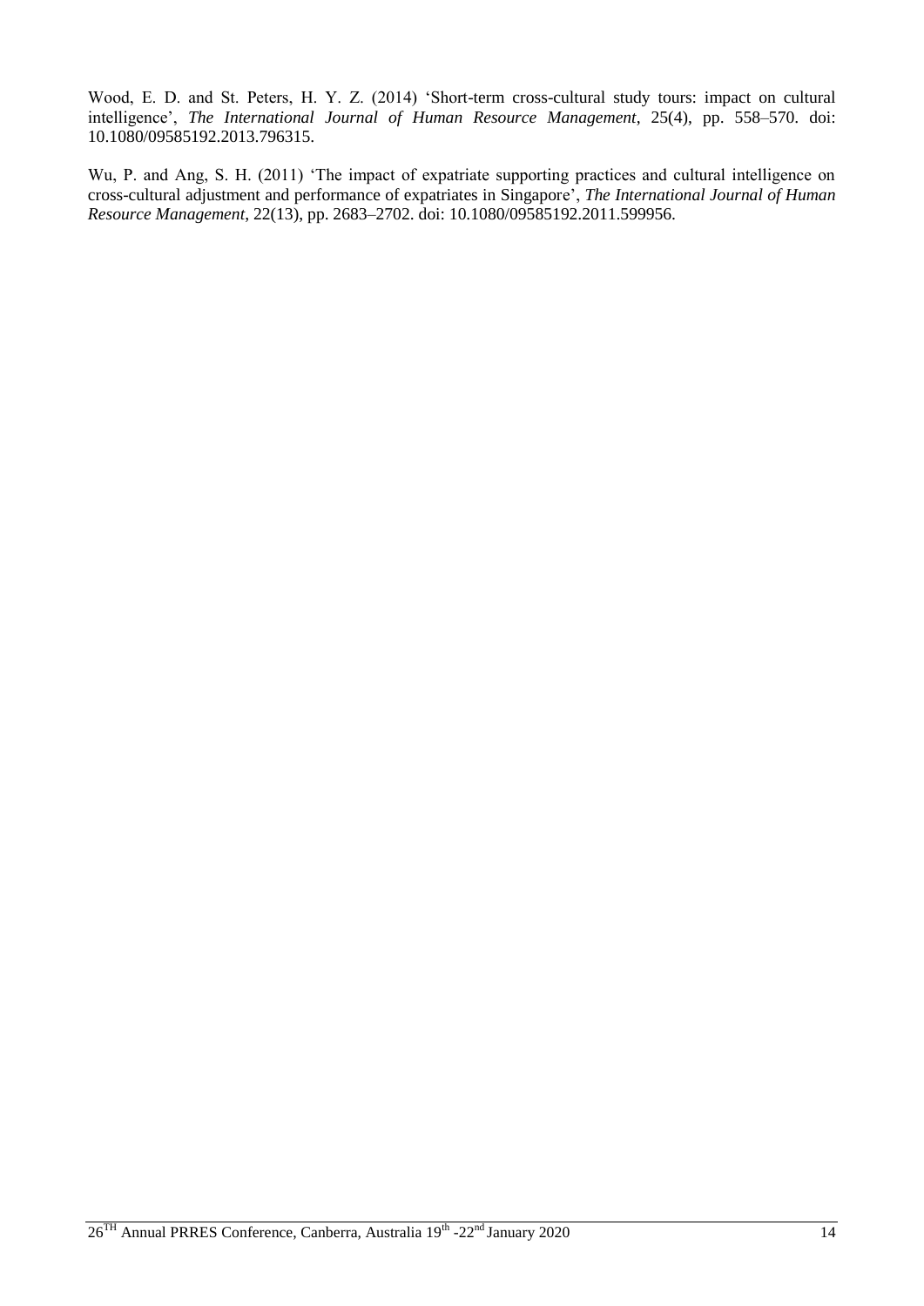Wood, E. D. and St. Peters, H. Y. Z. (2014) 'Short-term cross-cultural study tours: impact on cultural intelligence', *The International Journal of Human Resource Management*, 25(4), pp. 558–570. doi: 10.1080/09585192.2013.796315.

Wu, P. and Ang, S. H. (2011) 'The impact of expatriate supporting practices and cultural intelligence on cross-cultural adjustment and performance of expatriates in Singapore', *The International Journal of Human Resource Management*, 22(13), pp. 2683–2702. doi: 10.1080/09585192.2011.599956.